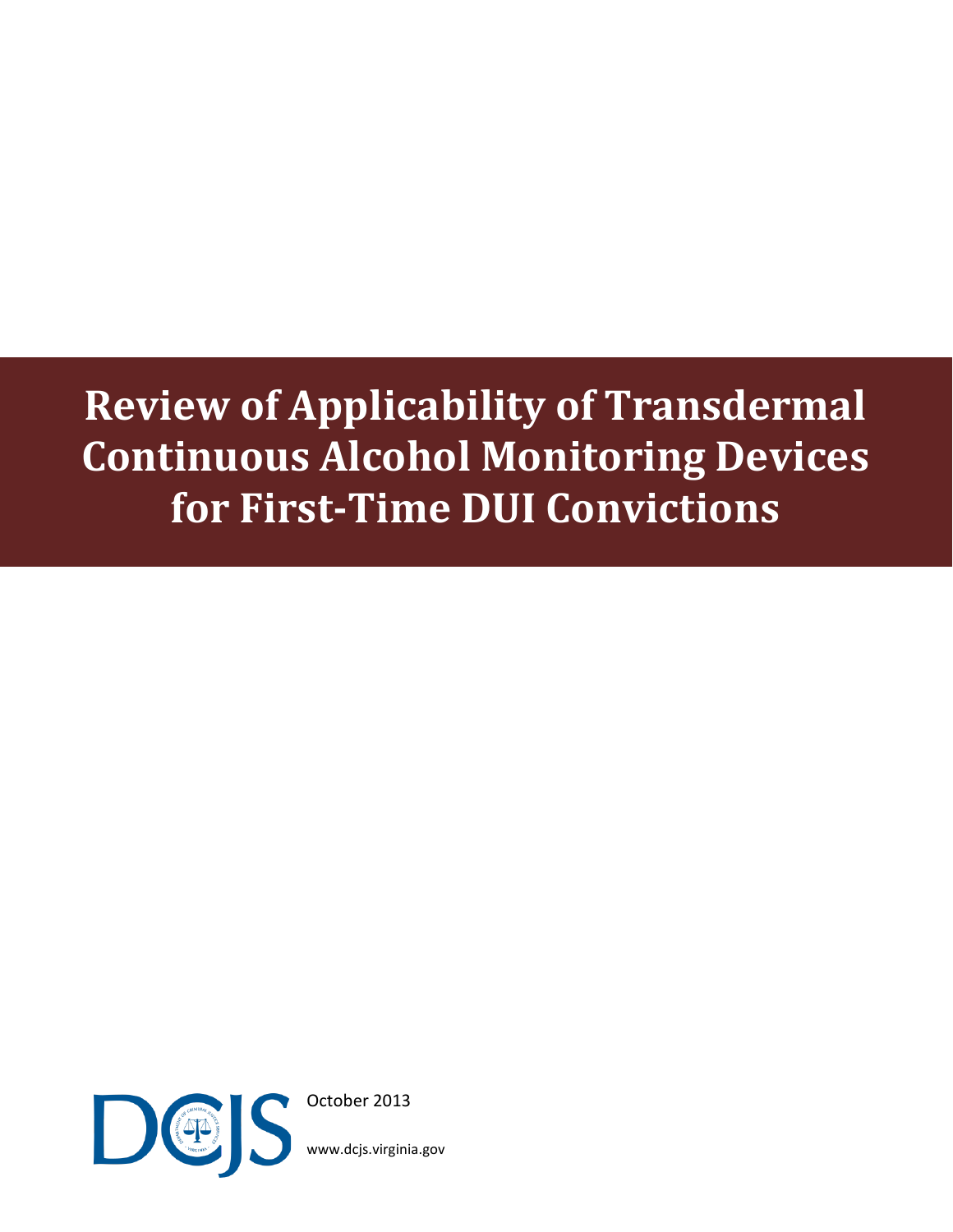# Review of Applicability of Transdermal Continuous Alcohol Monitoring Devices for First-Time DUI Convictions

DCJS

October 2013

www.dcjs.virginia.gov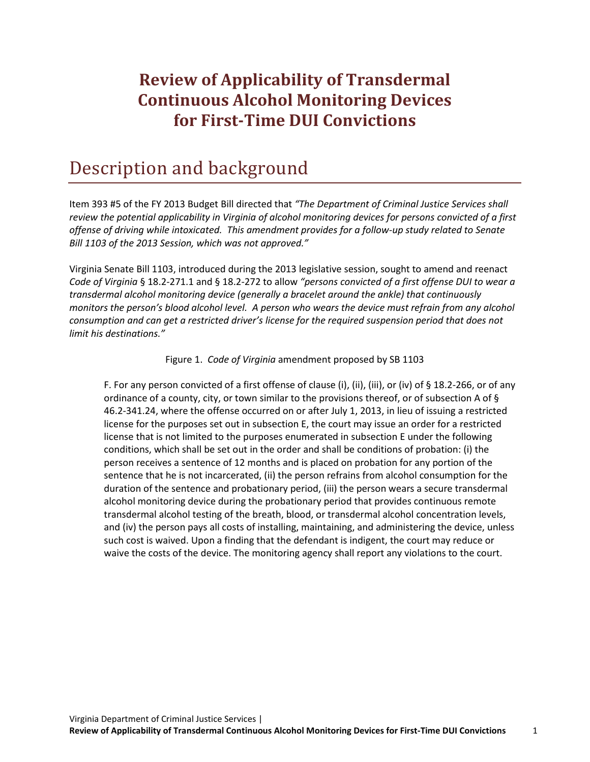# Review of Applicability of Transdermal Continuous Alcohol Monitoring Devices for First-Time DUI Convictions

## Description and background

Item 393 #5 of the FY 2013 Budget Bill directed that *"The Department of Criminal Justice Services shall review the potential applicability in Virginia of alcohol monitoring devices for persons convicted of a first offense of driving while intoxicated. This amendment provides for a follow-up study related to Senate Bill 1103 of the 2013 Session, which was not approved."*

Virginia Senate Bill 1103, introduced during the 2013 legislative session, sought to amend and reenact *Code of Virginia* § 18.2-271.1 and § 18.2-272 to allow *"persons convicted of a first offense DUI to wear a transdermal alcohol monitoring device (generally a bracelet around the ankle) that continuously monitors the person's blood alcohol level. A person who wears the device must refrain from any alcohol consumption and can get a restricted driver's license for the required suspension period that does not limit his destinations."*

Figure 1. *Code of Virginia* amendment proposed by SB 1103

> F. For any person convicted of a first offense of clause (i), (ii), (iii), or (iv) of § 18.2-266, or of any ordinance of a county, city, or town similar to the provisions thereof, or of subsection A of § 46.2-341.24, where the offense occurred on or after July 1, 2013, in lieu of issuing a restricted license for the purposes set out in subsection E, the court may issue an order for a restricted license that is not limited to the purposes enumerated in subsection E under the following conditions, which shall be set out in the order and shall be conditions of probation: (i) the person receives a sentence of 12 months and is placed on probation for any portion of the sentence that he is not incarcerated, (ii) the person refrains from alcohol consumption for the duration of the sentence and probationary period, (iii) the person wears a secure transdermal alcohol monitoring device during the probationary period that provides continuous remote transdermal alcohol testing of the breath, blood, or transdermal alcohol concentration levels, and (iv) the person pays all costs of installing, maintaining, and administering the device, unless such cost is waived. Upon a finding that the defendant is indigent, the court may reduce or waive the costs of the device. The monitoring agency shall report any violations to the court.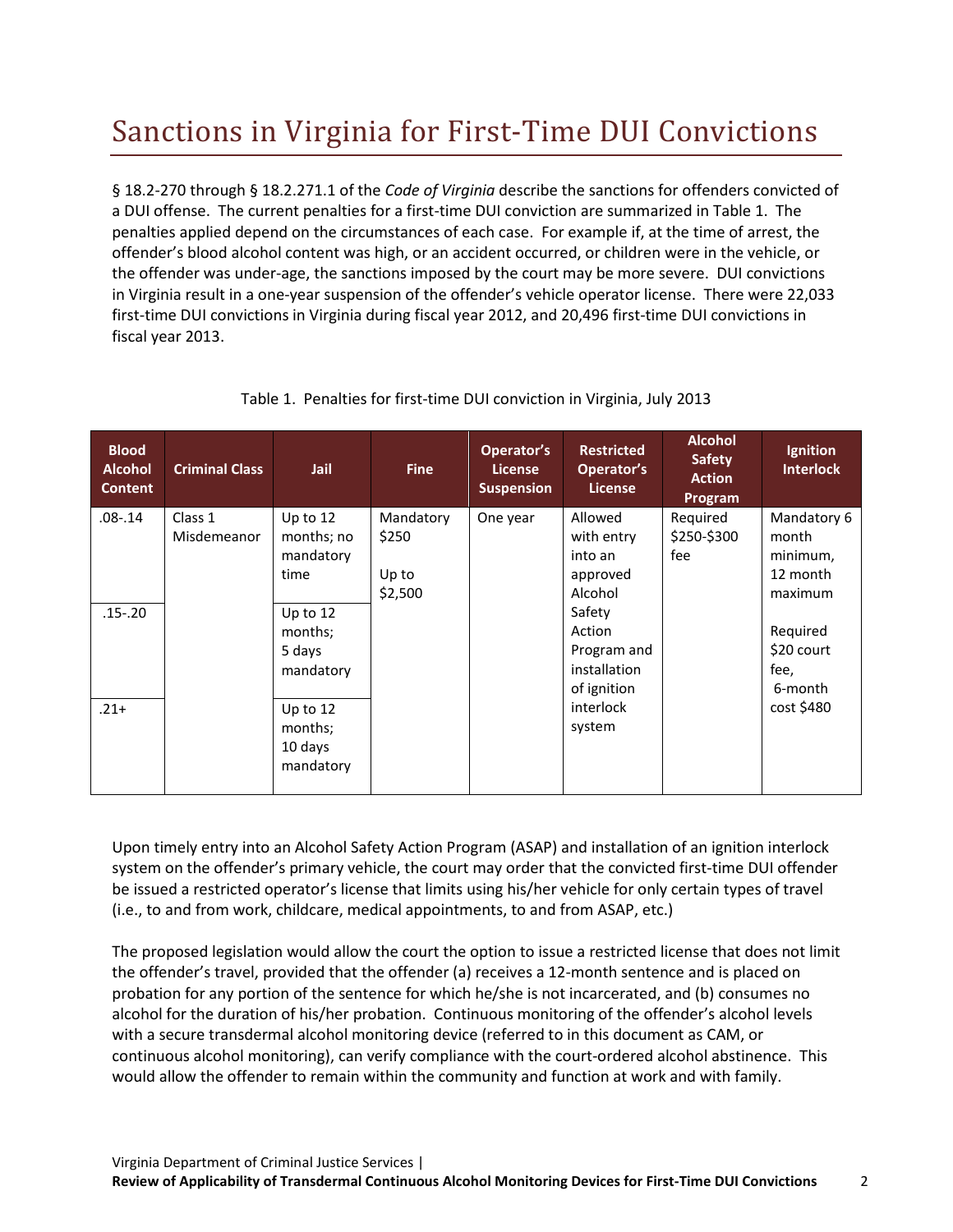# Sanctions in Virginia for First-Time DUI Convictions

§ 18.2-270 through § 18.2.271.1 of the *Code of Virginia* describe the sanctions for offenders convicted of a DUI offense. The current penalties for a first-time DUI conviction are summarized in Table 1. The penalties applied depend on the circumstances of each case. For example if, at the time of arrest, the offender's blood alcohol content was high, or an accident occurred, or children were in the vehicle, or the offender was under-age, the sanctions imposed by the court may be more severe. DUI convictions in Virginia result in a one-year suspension of the offender's vehicle operator license. There were 22,033 first-time DUI convictions in Virginia during fiscal year 2012, and 20,496 first-time DUI convictions in fiscal year 2013.

Table 1. Penalties for first-time DUI conviction in Virginia, July 2013

| Blood Alcohol Content | Criminal Class | Jail | Fine | Operator's License Suspension | Restricted Operator's License | Alcohol Safety Action Program | Ignition Interlock |
|---|---|---|---|---|---|---|---|
| .08-.14 | Class 1 Misdemeanor | Up to 12 months; no mandatory time | Mandatory $250<br><br>Up to $2,500 | One year | Allowed with entry into an approved Alcohol Safety Action Program and installation of ignition interlock system | Required $250-$300 fee | Mandatory 6 month minimum, 12 month maximum<br><br>Required $20 court fee, 6-month cost $480 |
| .15-.20 | | Up to 12 months; 5 days mandatory | | | | | |
| .21+ | | Up to 12 months; 10 days mandatory | | | | | |

Upon timely entry into an Alcohol Safety Action Program (ASAP) and installation of an ignition interlock system on the offender's primary vehicle, the court may order that the convicted first-time DUI offender be issued a restricted operator's license that limits using his/her vehicle for only certain types of travel (i.e., to and from work, childcare, medical appointments, to and from ASAP, etc.)

The proposed legislation would allow the court the option to issue a restricted license that does not limit the offender's travel, provided that the offender (a) receives a 12-month sentence and is placed on probation for any portion of the sentence for which he/she is not incarcerated, and (b) consumes no alcohol for the duration of his/her probation. Continuous monitoring of the offender's alcohol levels with a secure transdermal alcohol monitoring device (referred to in this document as CAM, or continuous alcohol monitoring), can verify compliance with the court-ordered alcohol abstinence. This would allow the offender to remain within the community and function at work and with family.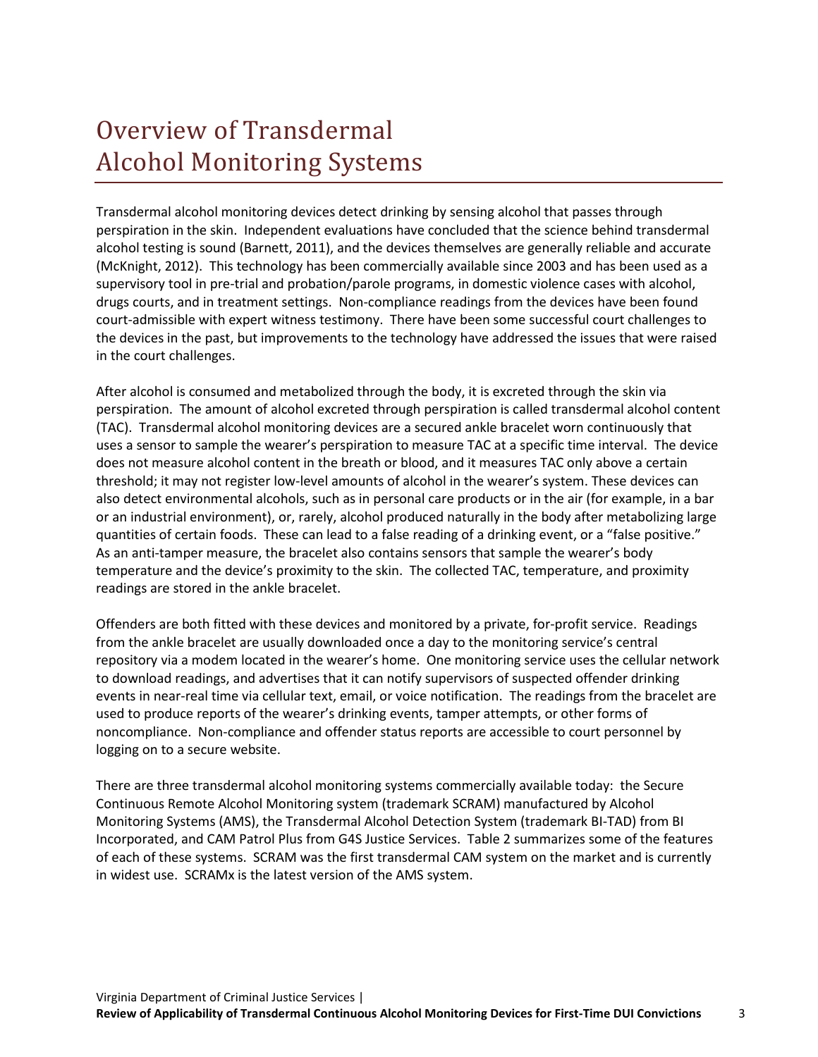# Overview of Transdermal Alcohol Monitoring Systems

Transdermal alcohol monitoring devices detect drinking by sensing alcohol that passes through perspiration in the skin. Independent evaluations have concluded that the science behind transdermal alcohol testing is sound (Barnett, 2011), and the devices themselves are generally reliable and accurate (McKnight, 2012). This technology has been commercially available since 2003 and has been used as a supervisory tool in pre-trial and probation/parole programs, in domestic violence cases with alcohol, drugs courts, and in treatment settings. Non-compliance readings from the devices have been found court-admissible with expert witness testimony. There have been some successful court challenges to the devices in the past, but improvements to the technology have addressed the issues that were raised in the court challenges.

After alcohol is consumed and metabolized through the body, it is excreted through the skin via perspiration. The amount of alcohol excreted through perspiration is called transdermal alcohol content (TAC). Transdermal alcohol monitoring devices are a secured ankle bracelet worn continuously that uses a sensor to sample the wearer's perspiration to measure TAC at a specific time interval. The device does not measure alcohol content in the breath or blood, and it measures TAC only above a certain threshold; it may not register low-level amounts of alcohol in the wearer's system. These devices can also detect environmental alcohols, such as in personal care products or in the air (for example, in a bar or an industrial environment), or, rarely, alcohol produced naturally in the body after metabolizing large quantities of certain foods. These can lead to a false reading of a drinking event, or a "false positive." As an anti-tamper measure, the bracelet also contains sensors that sample the wearer's body temperature and the device's proximity to the skin. The collected TAC, temperature, and proximity readings are stored in the ankle bracelet.

Offenders are both fitted with these devices and monitored by a private, for-profit service. Readings from the ankle bracelet are usually downloaded once a day to the monitoring service's central repository via a modem located in the wearer's home. One monitoring service uses the cellular network to download readings, and advertises that it can notify supervisors of suspected offender drinking events in near-real time via cellular text, email, or voice notification. The readings from the bracelet are used to produce reports of the wearer's drinking events, tamper attempts, or other forms of noncompliance. Non-compliance and offender status reports are accessible to court personnel by logging on to a secure website.

There are three transdermal alcohol monitoring systems commercially available today: the Secure Continuous Remote Alcohol Monitoring system (trademark SCRAM) manufactured by Alcohol Monitoring Systems (AMS), the Transdermal Alcohol Detection System (trademark BI-TAD) from BI Incorporated, and CAM Patrol Plus from G4S Justice Services. Table 2 summarizes some of the features of each of these systems. SCRAM was the first transdermal CAM system on the market and is currently in widest use. SCRAMx is the latest version of the AMS system.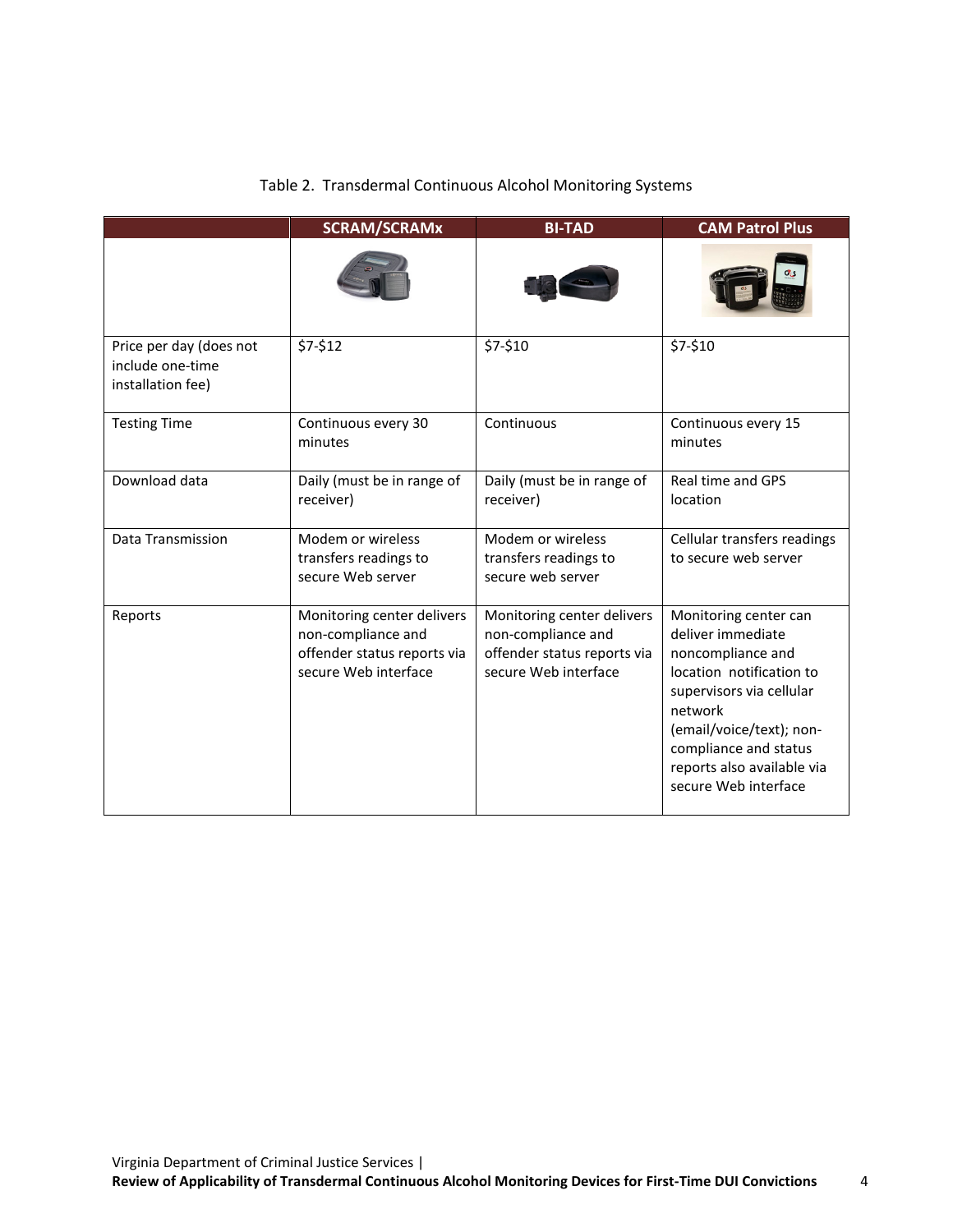Table 2. Transdermal Continuous Alcohol Monitoring Systems

| | SCRAM/SCRAMx | BI-TAD | CAM Patrol Plus |
|---|---|---|---|
| | | | |
| Price per day (does not include one-time installation fee) | $7-$12 | $7-$10 | $7-$10 |
| Testing Time | Continuous every 30 minutes | Continuous | Continuous every 15 minutes |
| Download data | Daily (must be in range of receiver) | Daily (must be in range of receiver) | Real time and GPS location |
| Data Transmission | Modem or wireless transfers readings to secure Web server | Modem or wireless transfers readings to secure web server | Cellular transfers readings to secure web server |
| Reports | Monitoring center delivers non-compliance and offender status reports via secure Web interface | Monitoring center delivers non-compliance and offender status reports via secure Web interface | Monitoring center can deliver immediate noncompliance and location notification to supervisors via cellular network (email/voice/text); non-compliance and status reports also available via secure Web interface |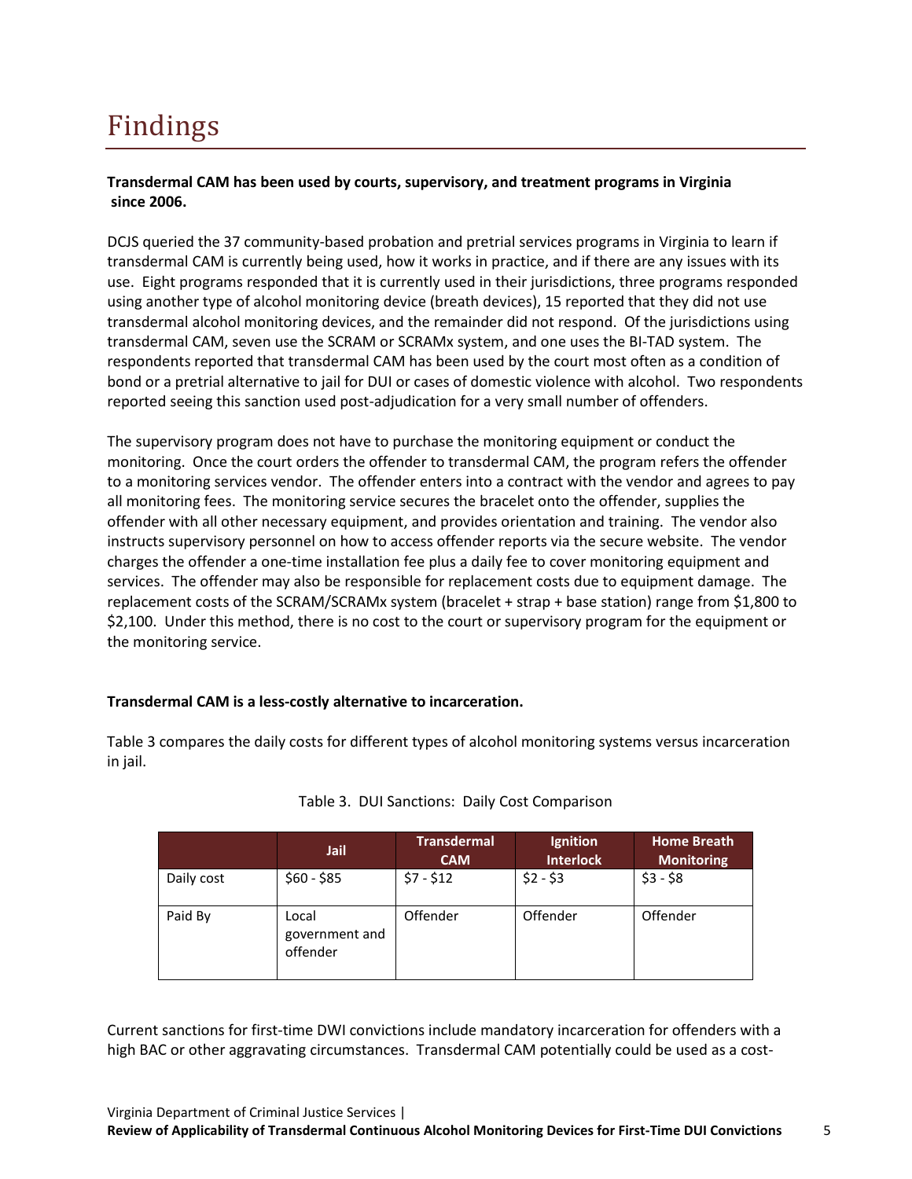# Findings

**Transdermal CAM has been used by courts, supervisory, and treatment programs in Virginia since 2006.**

DCJS queried the 37 community-based probation and pretrial services programs in Virginia to learn if transdermal CAM is currently being used, how it works in practice, and if there are any issues with its use. Eight programs responded that it is currently used in their jurisdictions, three programs responded using another type of alcohol monitoring device (breath devices), 15 reported that they did not use transdermal alcohol monitoring devices, and the remainder did not respond. Of the jurisdictions using transdermal CAM, seven use the SCRAM or SCRAMx system, and one uses the BI-TAD system. The respondents reported that transdermal CAM has been used by the court most often as a condition of bond or a pretrial alternative to jail for DUI or cases of domestic violence with alcohol. Two respondents reported seeing this sanction used post-adjudication for a very small number of offenders.

The supervisory program does not have to purchase the monitoring equipment or conduct the monitoring. Once the court orders the offender to transdermal CAM, the program refers the offender to a monitoring services vendor. The offender enters into a contract with the vendor and agrees to pay all monitoring fees. The monitoring service secures the bracelet onto the offender, supplies the offender with all other necessary equipment, and provides orientation and training. The vendor also instructs supervisory personnel on how to access offender reports via the secure website. The vendor charges the offender a one-time installation fee plus a daily fee to cover monitoring equipment and services. The offender may also be responsible for replacement costs due to equipment damage. The replacement costs of the SCRAM/SCRAMx system (bracelet + strap + base station) range from $1,800 to $2,100. Under this method, there is no cost to the court or supervisory program for the equipment or the monitoring service.

**Transdermal CAM is a less-costly alternative to incarceration.**

Table 3 compares the daily costs for different types of alcohol monitoring systems versus incarceration in jail.

Table 3. DUI Sanctions: Daily Cost Comparison

| | Jail | Transdermal CAM | Ignition Interlock | Home Breath Monitoring |
|---|---|---|---|---|
| Daily cost | $60 - $85 | $7 - $12 | $2 - $3 | $3 - $8 |
| Paid By | Local government and offender | Offender | Offender | Offender |

Current sanctions for first-time DWI convictions include mandatory incarceration for offenders with a high BAC or other aggravating circumstances. Transdermal CAM potentially could be used as a cost-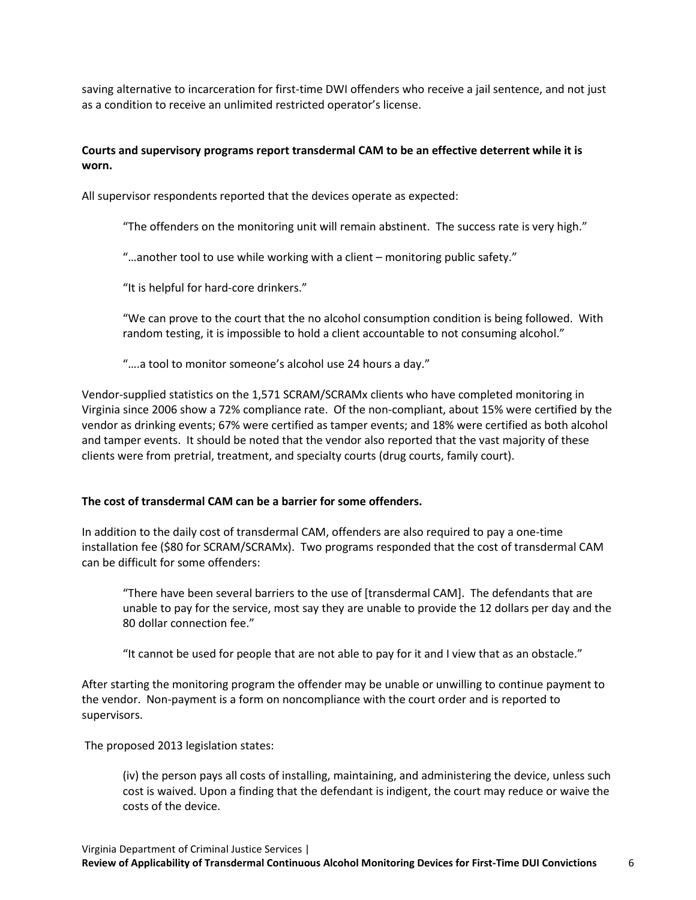saving alternative to incarceration for first-time DWI offenders who receive a jail sentence, and not just as a condition to receive an unlimited restricted operator's license.

**Courts and supervisory programs report transdermal CAM to be an effective deterrent while it is worn.**

All supervisor respondents reported that the devices operate as expected:

> "The offenders on the monitoring unit will remain abstinent. The success rate is very high."
>
> "…another tool to use while working with a client – monitoring public safety."
>
> "It is helpful for hard-core drinkers."
>
> "We can prove to the court that the no alcohol consumption condition is being followed. With random testing, it is impossible to hold a client accountable to not consuming alcohol."
>
> "….a tool to monitor someone's alcohol use 24 hours a day."

Vendor-supplied statistics on the 1,571 SCRAM/SCRAMx clients who have completed monitoring in Virginia since 2006 show a 72% compliance rate. Of the non-compliant, about 15% were certified by the vendor as drinking events; 67% were certified as tamper events; and 18% were certified as both alcohol and tamper events. It should be noted that the vendor also reported that the vast majority of these clients were from pretrial, treatment, and specialty courts (drug courts, family court).

**The cost of transdermal CAM can be a barrier for some offenders.**

In addition to the daily cost of transdermal CAM, offenders are also required to pay a one-time installation fee ($80 for SCRAM/SCRAMx). Two programs responded that the cost of transdermal CAM can be difficult for some offenders:

> "There have been several barriers to the use of [transdermal CAM]. The defendants that are unable to pay for the service, most say they are unable to provide the 12 dollars per day and the 80 dollar connection fee."
>
> "It cannot be used for people that are not able to pay for it and I view that as an obstacle."

After starting the monitoring program the offender may be unable or unwilling to continue payment to the vendor. Non-payment is a form on noncompliance with the court order and is reported to supervisors.

The proposed 2013 legislation states:

> (iv) the person pays all costs of installing, maintaining, and administering the device, unless such cost is waived. Upon a finding that the defendant is indigent, the court may reduce or waive the costs of the device.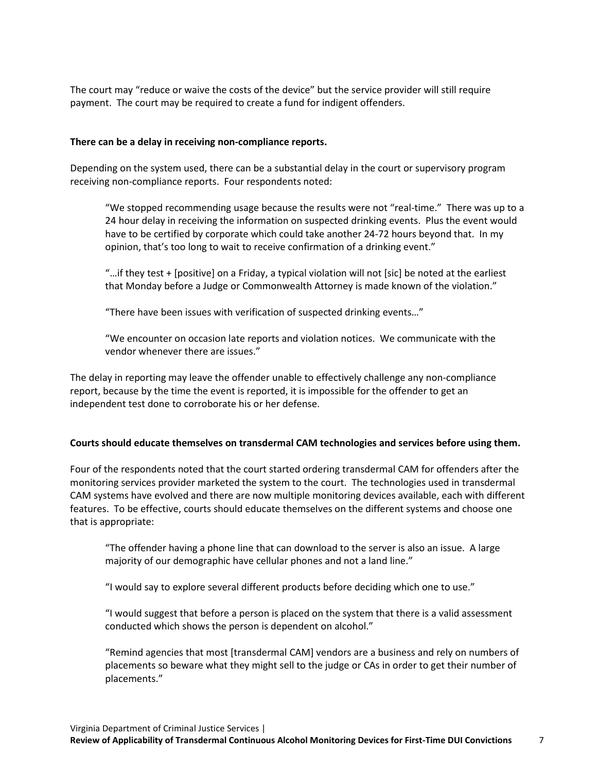The court may "reduce or waive the costs of the device" but the service provider will still require payment. The court may be required to create a fund for indigent offenders.

**There can be a delay in receiving non-compliance reports.**

Depending on the system used, there can be a substantial delay in the court or supervisory program receiving non-compliance reports. Four respondents noted:

> "We stopped recommending usage because the results were not "real-time." There was up to a 24 hour delay in receiving the information on suspected drinking events. Plus the event would have to be certified by corporate which could take another 24-72 hours beyond that. In my opinion, that's too long to wait to receive confirmation of a drinking event."
>
> "…if they test + [positive] on a Friday, a typical violation will not [sic] be noted at the earliest that Monday before a Judge or Commonwealth Attorney is made known of the violation."
>
> "There have been issues with verification of suspected drinking events…"
>
> "We encounter on occasion late reports and violation notices. We communicate with the vendor whenever there are issues."

The delay in reporting may leave the offender unable to effectively challenge any non-compliance report, because by the time the event is reported, it is impossible for the offender to get an independent test done to corroborate his or her defense.

**Courts should educate themselves on transdermal CAM technologies and services before using them.**

Four of the respondents noted that the court started ordering transdermal CAM for offenders after the monitoring services provider marketed the system to the court. The technologies used in transdermal CAM systems have evolved and there are now multiple monitoring devices available, each with different features. To be effective, courts should educate themselves on the different systems and choose one that is appropriate:

> "The offender having a phone line that can download to the server is also an issue. A large majority of our demographic have cellular phones and not a land line."
>
> "I would say to explore several different products before deciding which one to use."
>
> "I would suggest that before a person is placed on the system that there is a valid assessment conducted which shows the person is dependent on alcohol."
>
> "Remind agencies that most [transdermal CAM] vendors are a business and rely on numbers of placements so beware what they might sell to the judge or CAs in order to get their number of placements."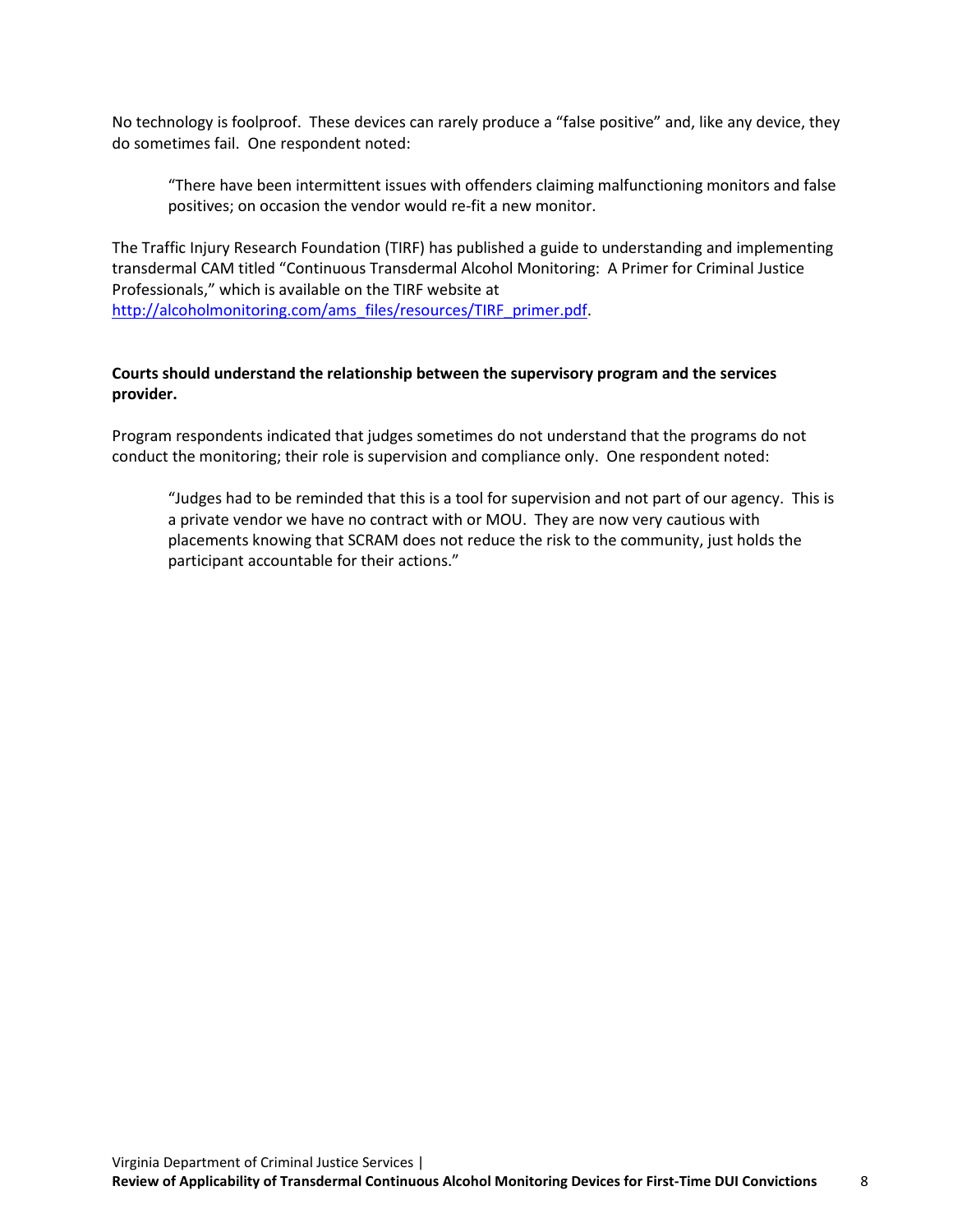No technology is foolproof. These devices can rarely produce a "false positive" and, like any device, they do sometimes fail. One respondent noted:

> "There have been intermittent issues with offenders claiming malfunctioning monitors and false positives; on occasion the vendor would re-fit a new monitor.

The Traffic Injury Research Foundation (TIRF) has published a guide to understanding and implementing transdermal CAM titled "Continuous Transdermal Alcohol Monitoring: A Primer for Criminal Justice Professionals," which is available on the TIRF website at http://alcoholmonitoring.com/ams_files/resources/TIRF_primer.pdf.

**Courts should understand the relationship between the supervisory program and the services provider.**

Program respondents indicated that judges sometimes do not understand that the programs do not conduct the monitoring; their role is supervision and compliance only. One respondent noted:

> "Judges had to be reminded that this is a tool for supervision and not part of our agency. This is a private vendor we have no contract with or MOU. They are now very cautious with placements knowing that SCRAM does not reduce the risk to the community, just holds the participant accountable for their actions."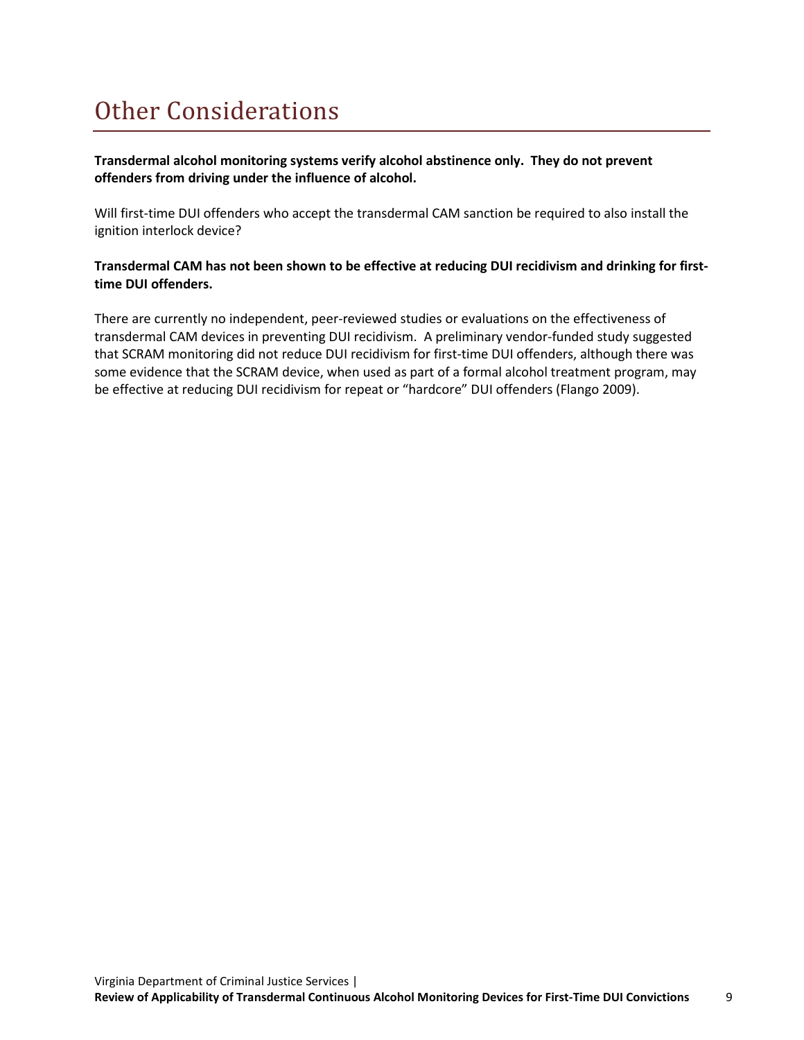# Other Considerations

**Transdermal alcohol monitoring systems verify alcohol abstinence only. They do not prevent offenders from driving under the influence of alcohol.**

Will first-time DUI offenders who accept the transdermal CAM sanction be required to also install the ignition interlock device?

**Transdermal CAM has not been shown to be effective at reducing DUI recidivism and drinking for first-time DUI offenders.**

There are currently no independent, peer-reviewed studies or evaluations on the effectiveness of transdermal CAM devices in preventing DUI recidivism. A preliminary vendor-funded study suggested that SCRAM monitoring did not reduce DUI recidivism for first-time DUI offenders, although there was some evidence that the SCRAM device, when used as part of a formal alcohol treatment program, may be effective at reducing DUI recidivism for repeat or "hardcore" DUI offenders (Flango 2009).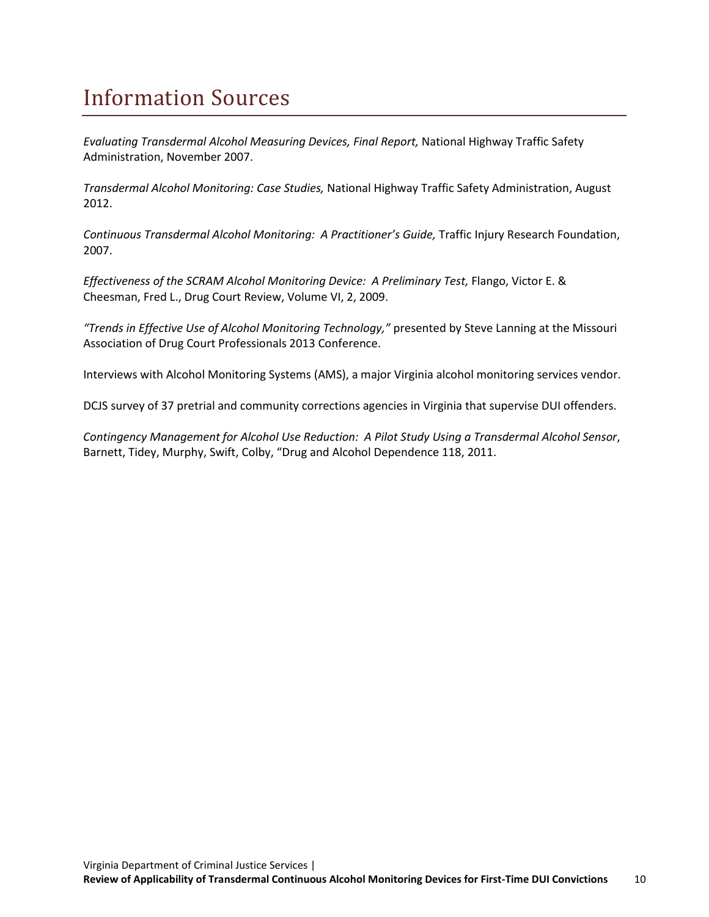# Information Sources

*Evaluating Transdermal Alcohol Measuring Devices, Final Report,* National Highway Traffic Safety Administration, November 2007.

*Transdermal Alcohol Monitoring: Case Studies,* National Highway Traffic Safety Administration, August 2012.

*Continuous Transdermal Alcohol Monitoring: A Practitioner's Guide,* Traffic Injury Research Foundation, 2007.

*Effectiveness of the SCRAM Alcohol Monitoring Device: A Preliminary Test,* Flango, Victor E. & Cheesman, Fred L., Drug Court Review, Volume VI, 2, 2009.

*"Trends in Effective Use of Alcohol Monitoring Technology,"* presented by Steve Lanning at the Missouri Association of Drug Court Professionals 2013 Conference.

Interviews with Alcohol Monitoring Systems (AMS), a major Virginia alcohol monitoring services vendor.

DCJS survey of 37 pretrial and community corrections agencies in Virginia that supervise DUI offenders.

*Contingency Management for Alcohol Use Reduction: A Pilot Study Using a Transdermal Alcohol Sensor*, Barnett, Tidey, Murphy, Swift, Colby, "Drug and Alcohol Dependence 118, 2011.